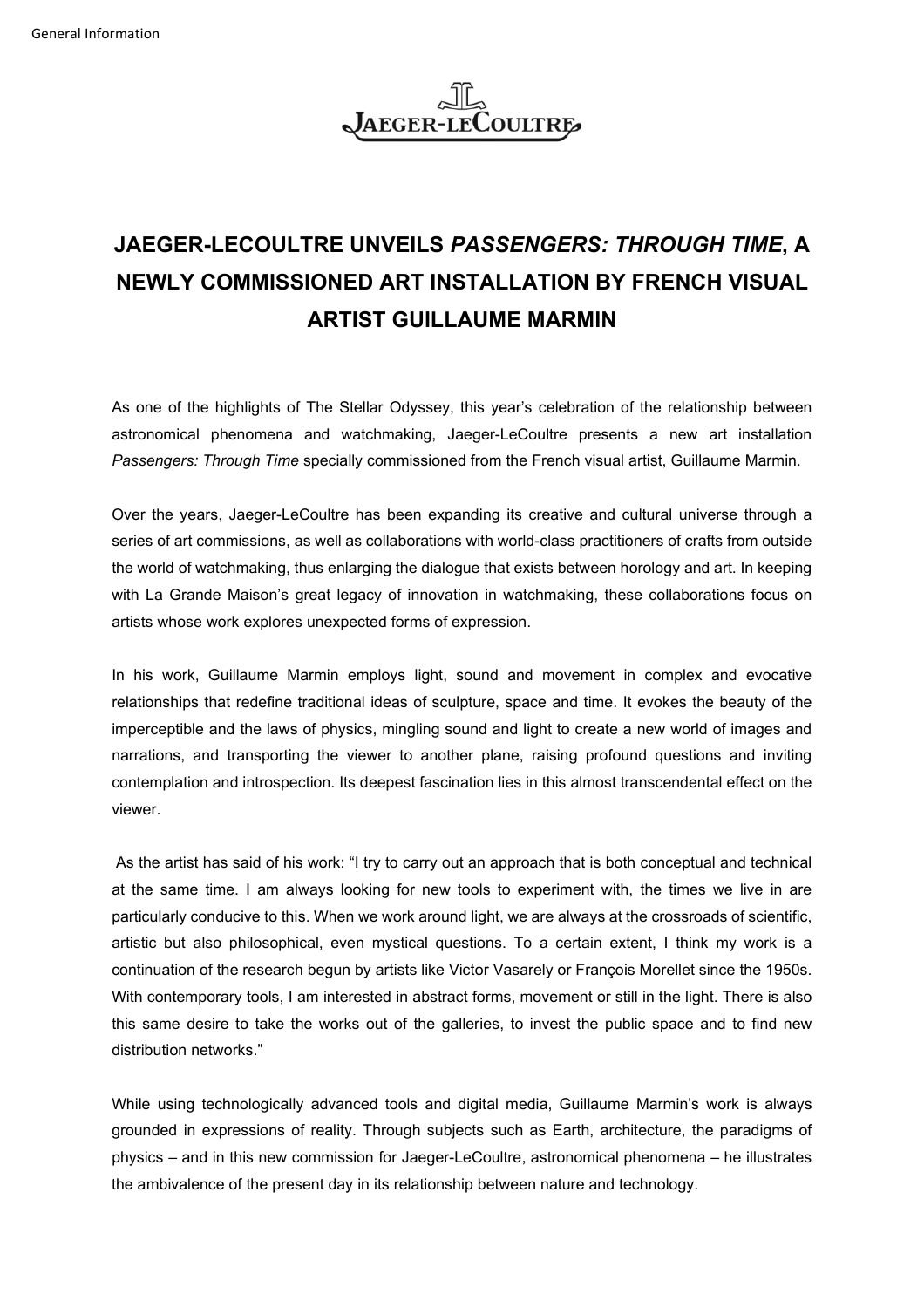# JAEGER-LECOULTRE UNVEILS *PASSENGERS: THROUGH TIME*, A NEWLY COMMISSIONED ART INSTALLATION BY FRENCH VISUAL ARTIST GUILLAUME MARMIN

As one of the highlights of The Stellar Odyssey, this year's celebration of the relationship between astronomical phenomena and watchmaking, Jaeger-LeCoultre presents a new art installation *Passengers: Through Time* specially commissioned from the French visual artist, Guillaume Marmin.

Over the years, Jaeger-LeCoultre has been expanding its creative and cultural universe through a series of art commissions, as well as collaborations with world-class practitioners of crafts from outside the world of watchmaking, thus enlarging the dialogue that exists between horology and art. In keeping with La Grande Maison's great legacy of innovation in watchmaking, these collaborations focus on artists whose work explores unexpected forms of expression.

In his work, Guillaume Marmin employs light, sound and movement in complex and evocative relationships that redefine traditional ideas of sculpture, space and time. It evokes the beauty of the imperceptible and the laws of physics, mingling sound and light to create a new world of images and narrations, and transporting the viewer to another plane, raising profound questions and inviting contemplation and introspection. Its deepest fascination lies in this almost transcendental effect on the viewer.

As the artist has said of his work: "I try to carry out an approach that is both conceptual and technical at the same time. I am always looking for new tools to experiment with, the times we live in are particularly conducive to this. When we work around light, we are always at the crossroads of scientific, artistic but also philosophical, even mystical questions. To a certain extent, I think my work is a continuation of the research begun by artists like Victor Vasarely or François Morellet since the 1950s. With contemporary tools, I am interested in abstract forms, movement or still in the light. There is also this same desire to take the works out of the galleries, to invest the public space and to find new distribution networks."

While using technologically advanced tools and digital media, Guillaume Marmin's work is always grounded in expressions of reality. Through subjects such as Earth, architecture, the paradigms of physics – and in this new commission for Jaeger-LeCoultre, astronomical phenomena – he illustrates the ambivalence of the present day in its relationship between nature and technology.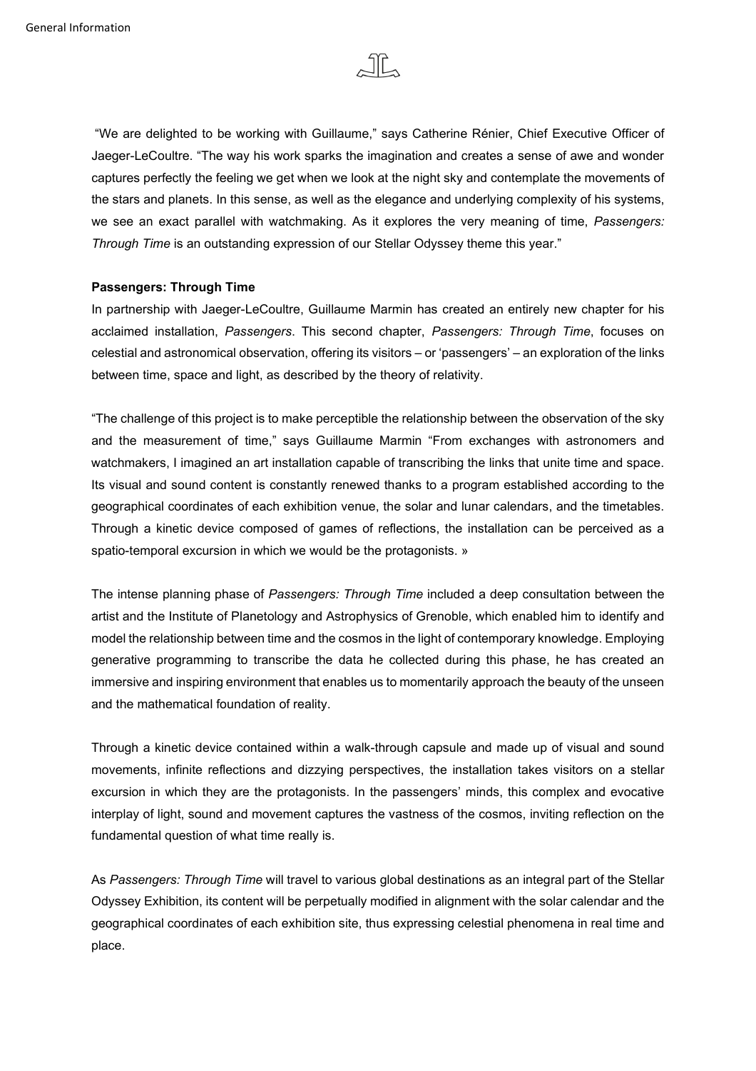"We are delighted to be working with Guillaume," says Catherine Rénier, Chief Executive Officer of Jaeger-LeCoultre. "The way his work sparks the imagination and creates a sense of awe and wonder captures perfectly the feeling we get when we look at the night sky and contemplate the movements of the stars and planets. In this sense, as well as the elegance and underlying complexity of his systems, we see an exact parallel with watchmaking. As it explores the very meaning of time, *Passengers: Through Time* is an outstanding expression of our Stellar Odyssey theme this year."

**Passengers: Through Time**

In partnership with Jaeger-LeCoultre, Guillaume Marmin has created an entirely new chapter for his acclaimed installation, *Passengers*. This second chapter, *Passengers: Through Time*, focuses on celestial and astronomical observation, offering its visitors – or 'passengers' – an exploration of the links between time, space and light, as described by the theory of relativity.

"The challenge of this project is to make perceptible the relationship between the observation of the sky and the measurement of time," says Guillaume Marmin "From exchanges with astronomers and watchmakers, I imagined an art installation capable of transcribing the links that unite time and space. Its visual and sound content is constantly renewed thanks to a program established according to the geographical coordinates of each exhibition venue, the solar and lunar calendars, and the timetables. Through a kinetic device composed of games of reflections, the installation can be perceived as a spatio-temporal excursion in which we would be the protagonists. »

The intense planning phase of *Passengers: Through Time* included a deep consultation between the artist and the Institute of Planetology and Astrophysics of Grenoble, which enabled him to identify and model the relationship between time and the cosmos in the light of contemporary knowledge. Employing generative programming to transcribe the data he collected during this phase, he has created an immersive and inspiring environment that enables us to momentarily approach the beauty of the unseen and the mathematical foundation of reality.

Through a kinetic device contained within a walk-through capsule and made up of visual and sound movements, infinite reflections and dizzying perspectives, the installation takes visitors on a stellar excursion in which they are the protagonists. In the passengers' minds, this complex and evocative interplay of light, sound and movement captures the vastness of the cosmos, inviting reflection on the fundamental question of what time really is.

As *Passengers: Through Time* will travel to various global destinations as an integral part of the Stellar Odyssey Exhibition, its content will be perpetually modified in alignment with the solar calendar and the geographical coordinates of each exhibition site, thus expressing celestial phenomena in real time and place.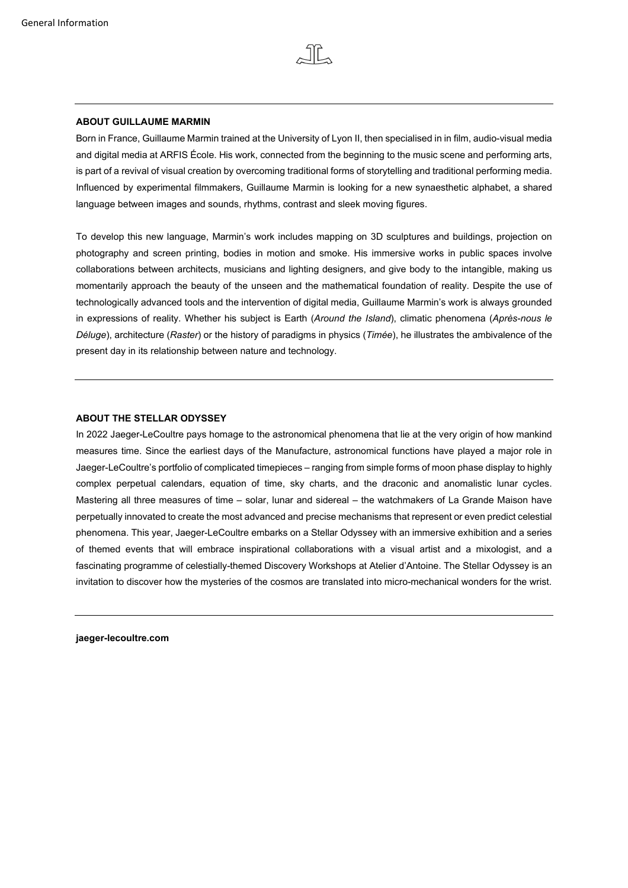## ABOUT GUILLAUME MARMIN

Born in France, Guillaume Marmin trained at the University of Lyon II, then specialised in in film, audio-visual media and digital media at ARFIS École. His work, connected from the beginning to the music scene and performing arts, is part of a revival of visual creation by overcoming traditional forms of storytelling and traditional performing media. Influenced by experimental filmmakers, Guillaume Marmin is looking for a new synaesthetic alphabet, a shared language between images and sounds, rhythms, contrast and sleek moving figures.

To develop this new language, Marmin's work includes mapping on 3D sculptures and buildings, projection on photography and screen printing, bodies in motion and smoke. His immersive works in public spaces involve collaborations between architects, musicians and lighting designers, and give body to the intangible, making us momentarily approach the beauty of the unseen and the mathematical foundation of reality. Despite the use of technologically advanced tools and the intervention of digital media, Guillaume Marmin's work is always grounded in expressions of reality. Whether his subject is Earth (*Around the Island*), climatic phenomena (*Après-nous le Déluge*), architecture (*Raster*) or the history of paradigms in physics (*Timée*), he illustrates the ambivalence of the present day in its relationship between nature and technology.

## ABOUT THE STELLAR ODYSSEY

In 2022 Jaeger-LeCoultre pays homage to the astronomical phenomena that lie at the very origin of how mankind measures time. Since the earliest days of the Manufacture, astronomical functions have played a major role in Jaeger-LeCoultre's portfolio of complicated timepieces – ranging from simple forms of moon phase display to highly complex perpetual calendars, equation of time, sky charts, and the draconic and anomalistic lunar cycles. Mastering all three measures of time – solar, lunar and sidereal – the watchmakers of La Grande Maison have perpetually innovated to create the most advanced and precise mechanisms that represent or even predict celestial phenomena. This year, Jaeger-LeCoultre embarks on a Stellar Odyssey with an immersive exhibition and a series of themed events that will embrace inspirational collaborations with a visual artist and a mixologist, and a fascinating programme of celestially-themed Discovery Workshops at Atelier d'Antoine. The Stellar Odyssey is an invitation to discover how the mysteries of the cosmos are translated into micro-mechanical wonders for the wrist.

**jaeger-lecoultre.com**